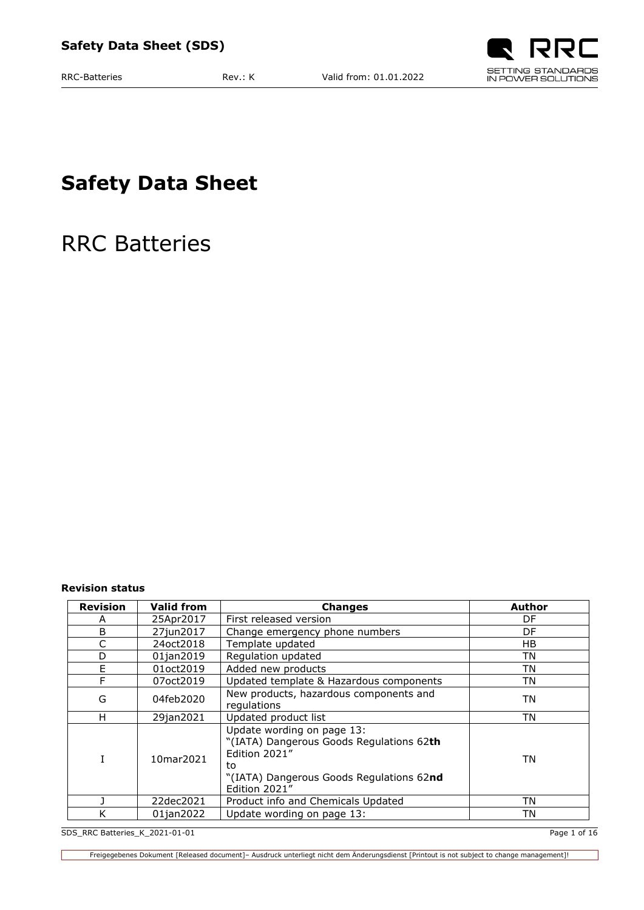# Safety Data Sheet

RRC Batteries

**Revision status**

| Revision | Valid from | Changes | Author |
|---|---|---|---|
| A | 25Apr2017 | First released version | DF |
| B | 27jun2017 | Change emergency phone numbers | DF |
| C | 24oct2018 | Template updated | HB |
| D | 01jan2019 | Regulation updated | TN |
| E | 01oct2019 | Added new products | TN |
| F | 07oct2019 | Updated template & Hazardous components | TN |
| G | 04feb2020 | New products, hazardous components and regulations | TN |
| H | 29jan2021 | Updated product list | TN |
| I | 10mar2021 | Update wording on page 13: "(IATA) Dangerous Goods Regulations 62**th** Edition 2021" to "(IATA) Dangerous Goods Regulations 62**nd** Edition 2021" | TN |
| J | 22dec2021 | Product info and Chemicals Updated | TN |
| K | 01jan2022 | Update wording on page 13: | TN |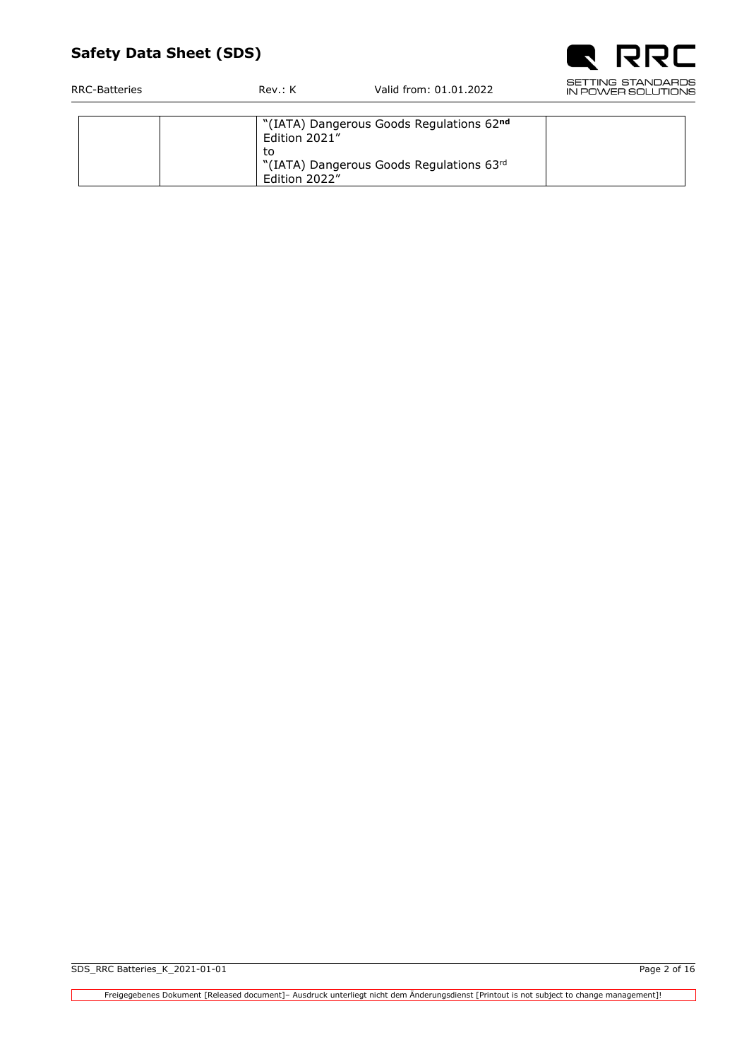| | | | |
|---|---|---|---|
| | | "(IATA) Dangerous Goods Regulations 62nd Edition 2021" to "(IATA) Dangerous Goods Regulations 63rd Edition 2022" | |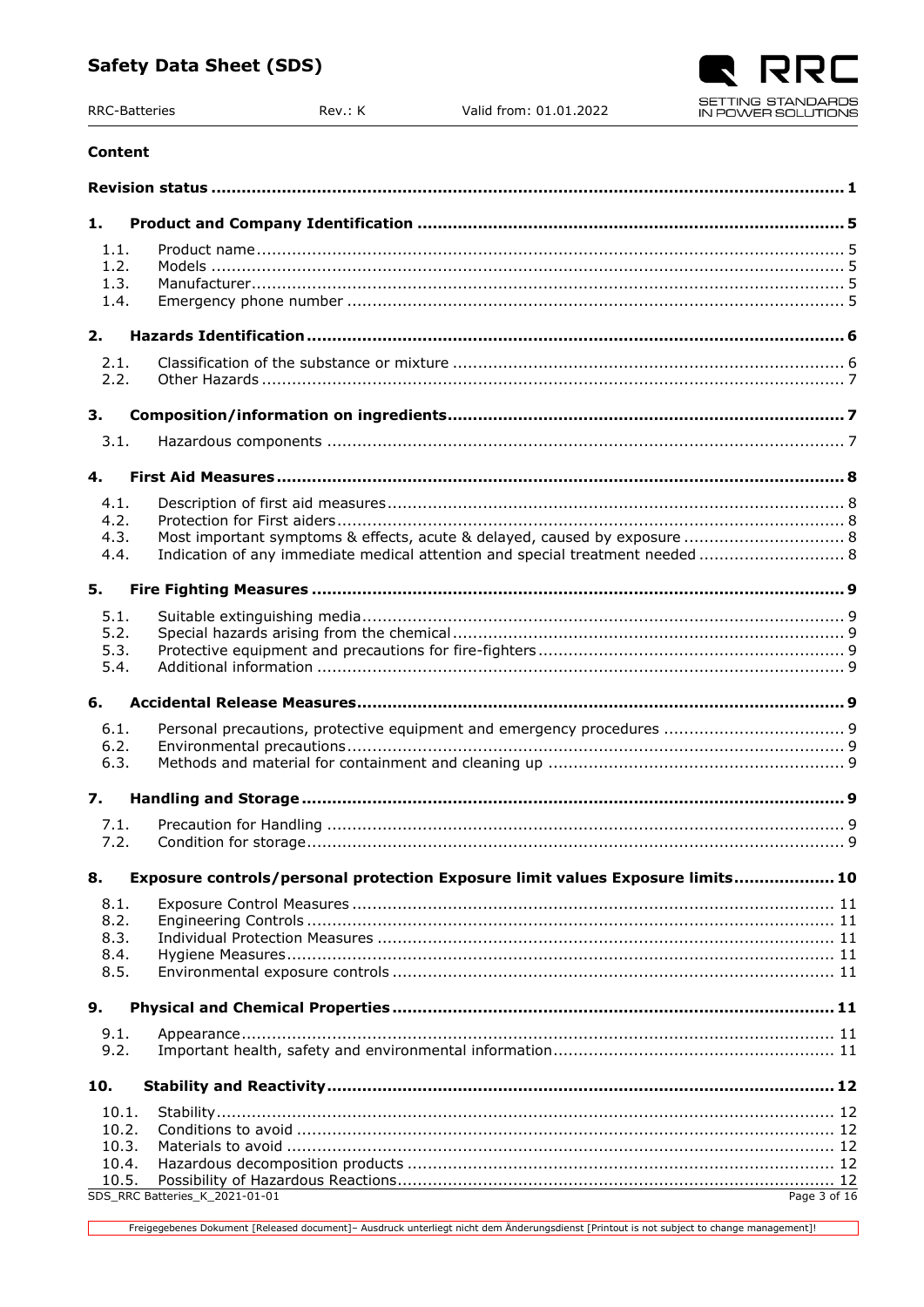**Content**

| | | |
|---|---|---|
| **Revision status** | | **1** |
| **1.** | **Product and Company Identification** | **5** |
| 1.1. | Product name | 5 |
| 1.2. | Models | 5 |
| 1.3. | Manufacturer | 5 |
| 1.4. | Emergency phone number | 5 |
| **2.** | **Hazards Identification** | **6** |
| 2.1. | Classification of the substance or mixture | 6 |
| 2.2. | Other Hazards | 7 |
| **3.** | **Composition/information on ingredients** | **7** |
| 3.1. | Hazardous components | 7 |
| **4.** | **First Aid Measures** | **8** |
| 4.1. | Description of first aid measures | 8 |
| 4.2. | Protection for First aiders | 8 |
| 4.3. | Most important symptoms & effects, acute & delayed, caused by exposure | 8 |
| 4.4. | Indication of any immediate medical attention and special treatment needed | 8 |
| **5.** | **Fire Fighting Measures** | **9** |
| 5.1. | Suitable extinguishing media | 9 |
| 5.2. | Special hazards arising from the chemical | 9 |
| 5.3. | Protective equipment and precautions for fire-fighters | 9 |
| 5.4. | Additional information | 9 |
| **6.** | **Accidental Release Measures** | **9** |
| 6.1. | Personal precautions, protective equipment and emergency procedures | 9 |
| 6.2. | Environmental precautions | 9 |
| 6.3. | Methods and material for containment and cleaning up | 9 |
| **7.** | **Handling and Storage** | **9** |
| 7.1. | Precaution for Handling | 9 |
| 7.2. | Condition for storage | 9 |
| **8.** | **Exposure controls/personal protection Exposure limit values Exposure limits** | **10** |
| 8.1. | Exposure Control Measures | 11 |
| 8.2. | Engineering Controls | 11 |
| 8.3. | Individual Protection Measures | 11 |
| 8.4. | Hygiene Measures | 11 |
| 8.5. | Environmental exposure controls | 11 |
| **9.** | **Physical and Chemical Properties** | **11** |
| 9.1. | Appearance | 11 |
| 9.2. | Important health, safety and environmental information | 11 |
| **10.** | **Stability and Reactivity** | **12** |
| 10.1. | Stability | 12 |
| 10.2. | Conditions to avoid | 12 |
| 10.3. | Materials to avoid | 12 |
| 10.4. | Hazardous decomposition products | 12 |
| 10.5. | Possibility of Hazardous Reactions | 12 |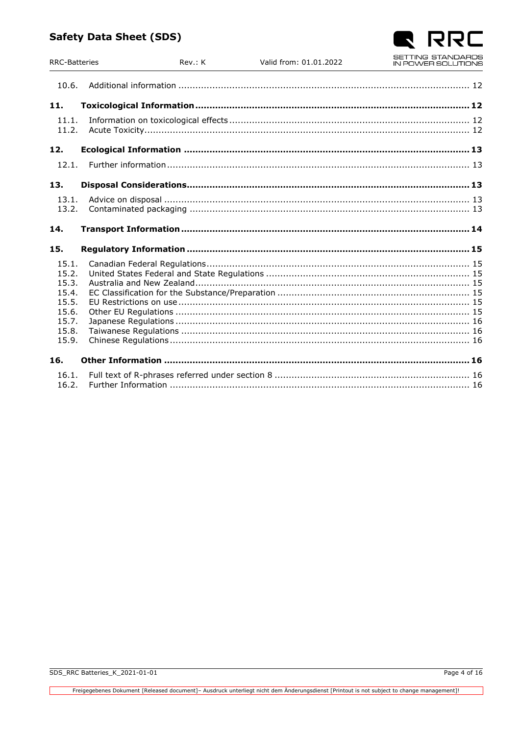| | | |
|---|---|---|
| 10.6. | Additional information | 12 |
| **11.** | **Toxicological Information** | **12** |
| 11.1. | Information on toxicological effects | 12 |
| 11.2. | Acute Toxicity | 12 |
| **12.** | **Ecological Information** | **13** |
| 12.1. | Further information | 13 |
| **13.** | **Disposal Considerations** | **13** |
| 13.1. | Advice on disposal | 13 |
| 13.2. | Contaminated packaging | 13 |
| **14.** | **Transport Information** | **14** |
| **15.** | **Regulatory Information** | **15** |
| 15.1. | Canadian Federal Regulations | 15 |
| 15.2. | United States Federal and State Regulations | 15 |
| 15.3. | Australia and New Zealand | 15 |
| 15.4. | EC Classification for the Substance/Preparation | 15 |
| 15.5. | EU Restrictions on use | 15 |
| 15.6. | Other EU Regulations | 15 |
| 15.7. | Japanese Regulations | 16 |
| 15.8. | Taiwanese Regulations | 16 |
| 15.9. | Chinese Regulations | 16 |
| **16.** | **Other Information** | **16** |
| 16.1. | Full text of R-phrases referred under section 8 | 16 |
| 16.2. | Further Information | 16 |

Freigegebenes Dokument [Released document]– Ausdruck unterliegt nicht dem Änderungsdienst [Printout is not subject to change management]!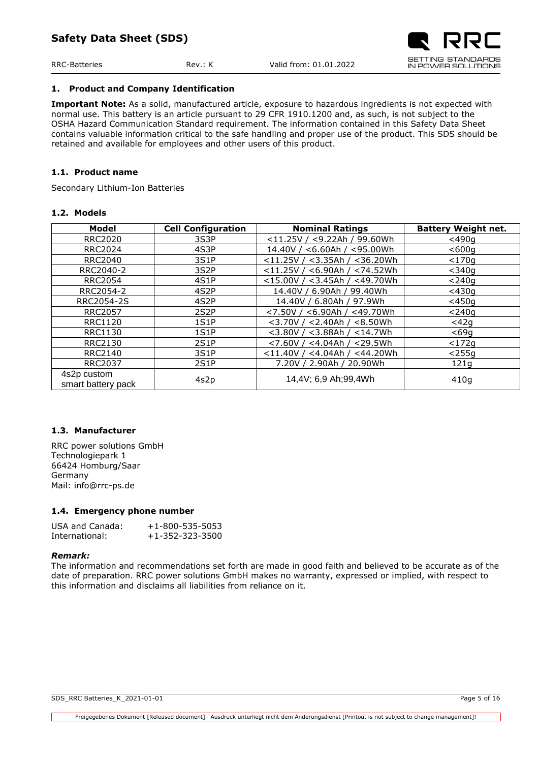## 1. Product and Company Identification

**Important Note:** As a solid, manufactured article, exposure to hazardous ingredients is not expected with normal use. This battery is an article pursuant to 29 CFR 1910.1200 and, as such, is not subject to the OSHA Hazard Communication Standard requirement. The information contained in this Safety Data Sheet contains valuable information critical to the safe handling and proper use of the product. This SDS should be retained and available for employees and other users of this product.

### 1.1. Product name

Secondary Lithium-Ion Batteries

### 1.2. Models

| Model | Cell Configuration | Nominal Ratings | Battery Weight net. |
|---|---|---|---|
| RRC2020 | 3S3P | <11.25V / <9.22Ah / 99.60Wh | <490g |
| RRC2024 | 4S3P | 14.40V / <6.60Ah / <95.00Wh | <600g |
| RRC2040 | 3S1P | <11.25V / <3.35Ah / <36.20Wh | <170g |
| RRC2040-2 | 3S2P | <11.25V / <6.90Ah / <74.52Wh | <340g |
| RRC2054 | 4S1P | <15.00V / <3.45Ah / <49.70Wh | <240g |
| RRC2054-2 | 4S2P | 14.40V / 6.90Ah / 99.40Wh | <430g |
| RRC2054-2S | 4S2P | 14.40V / 6.80Ah / 97.9Wh | <450g |
| RRC2057 | 2S2P | <7.50V / <6.90Ah / <49.70Wh | <240g |
| RRC1120 | 1S1P | <3.70V / <2.40Ah / <8.50Wh | <42g |
| RRC1130 | 1S1P | <3.80V / <3.88Ah / <14.7Wh | <69g |
| RRC2130 | 2S1P | <7.60V / <4.04Ah / <29.5Wh | <172g |
| RRC2140 | 3S1P | <11.40V / <4.04Ah / <44.20Wh | <255g |
| RRC2037 | 2S1P | 7.20V / 2.90Ah / 20.90Wh | 121g |
| 4s2p custom smart battery pack | 4s2p | 14,4V; 6,9 Ah;99,4Wh | 410g |

### 1.3. Manufacturer

RRC power solutions GmbH
Technologiepark 1
66424 Homburg/Saar
Germany
Mail: info@rrc-ps.de

### 1.4. Emergency phone number

USA and Canada: +1-800-535-5053
International: +1-352-323-3500

***Remark:***
The information and recommendations set forth are made in good faith and believed to be accurate as of the date of preparation. RRC power solutions GmbH makes no warranty, expressed or implied, with respect to this information and disclaims all liabilities from reliance on it.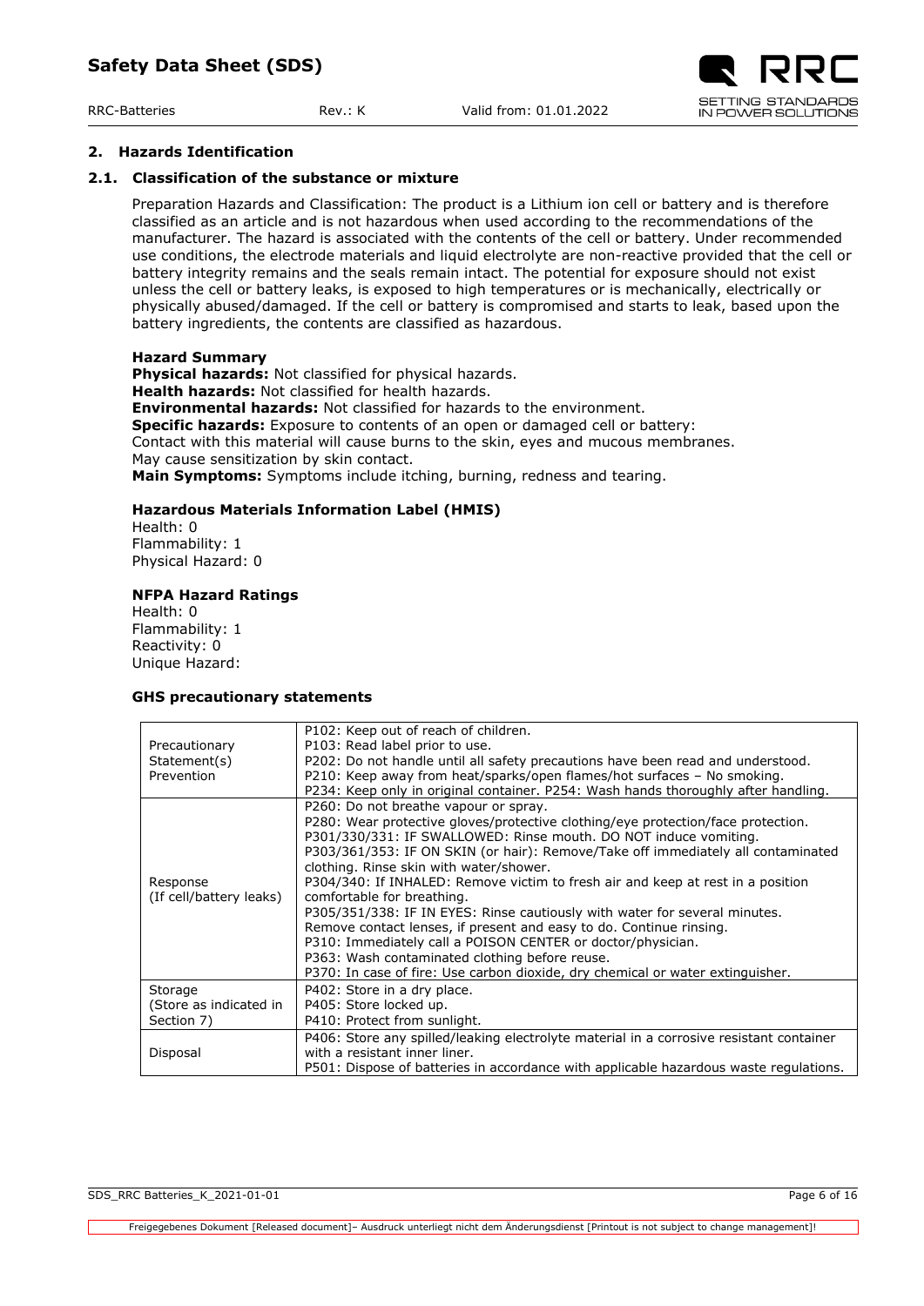## 2. Hazards Identification

### 2.1. Classification of the substance or mixture

Preparation Hazards and Classification: The product is a Lithium ion cell or battery and is therefore classified as an article and is not hazardous when used according to the recommendations of the manufacturer. The hazard is associated with the contents of the cell or battery. Under recommended use conditions, the electrode materials and liquid electrolyte are non-reactive provided that the cell or battery integrity remains and the seals remain intact. The potential for exposure should not exist unless the cell or battery leaks, is exposed to high temperatures or is mechanically, electrically or physically abused/damaged. If the cell or battery is compromised and starts to leak, based upon the battery ingredients, the contents are classified as hazardous.

**Hazard Summary**

**Physical hazards:** Not classified for physical hazards.
**Health hazards:** Not classified for health hazards.
**Environmental hazards:** Not classified for hazards to the environment.
**Specific hazards:** Exposure to contents of an open or damaged cell or battery:
Contact with this material will cause burns to the skin, eyes and mucous membranes.
May cause sensitization by skin contact.
**Main Symptoms:** Symptoms include itching, burning, redness and tearing.

**Hazardous Materials Information Label (HMIS)**

Health: 0
Flammability: 1
Physical Hazard: 0

**NFPA Hazard Ratings**

Health: 0
Flammability: 1
Reactivity: 0
Unique Hazard:

**GHS precautionary statements**

| | |
|---|---|
| Precautionary Statement(s) Prevention | P102: Keep out of reach of children.<br>P103: Read label prior to use.<br>P202: Do not handle until all safety precautions have been read and understood.<br>P210: Keep away from heat/sparks/open flames/hot surfaces – No smoking.<br>P234: Keep only in original container. P254: Wash hands thoroughly after handling. |
| Response (If cell/battery leaks) | P260: Do not breathe vapour or spray.<br>P280: Wear protective gloves/protective clothing/eye protection/face protection.<br>P301/330/331: IF SWALLOWED: Rinse mouth. DO NOT induce vomiting.<br>P303/361/353: IF ON SKIN (or hair): Remove/Take off immediately all contaminated clothing. Rinse skin with water/shower.<br>P304/340: If INHALED: Remove victim to fresh air and keep at rest in a position comfortable for breathing.<br>P305/351/338: IF IN EYES: Rinse cautiously with water for several minutes. Remove contact lenses, if present and easy to do. Continue rinsing.<br>P310: Immediately call a POISON CENTER or doctor/physician.<br>P363: Wash contaminated clothing before reuse.<br>P370: In case of fire: Use carbon dioxide, dry chemical or water extinguisher. |
| Storage (Store as indicated in Section 7) | P402: Store in a dry place.<br>P405: Store locked up.<br>P410: Protect from sunlight. |
| Disposal | P406: Store any spilled/leaking electrolyte material in a corrosive resistant container with a resistant inner liner.<br>P501: Dispose of batteries in accordance with applicable hazardous waste regulations. |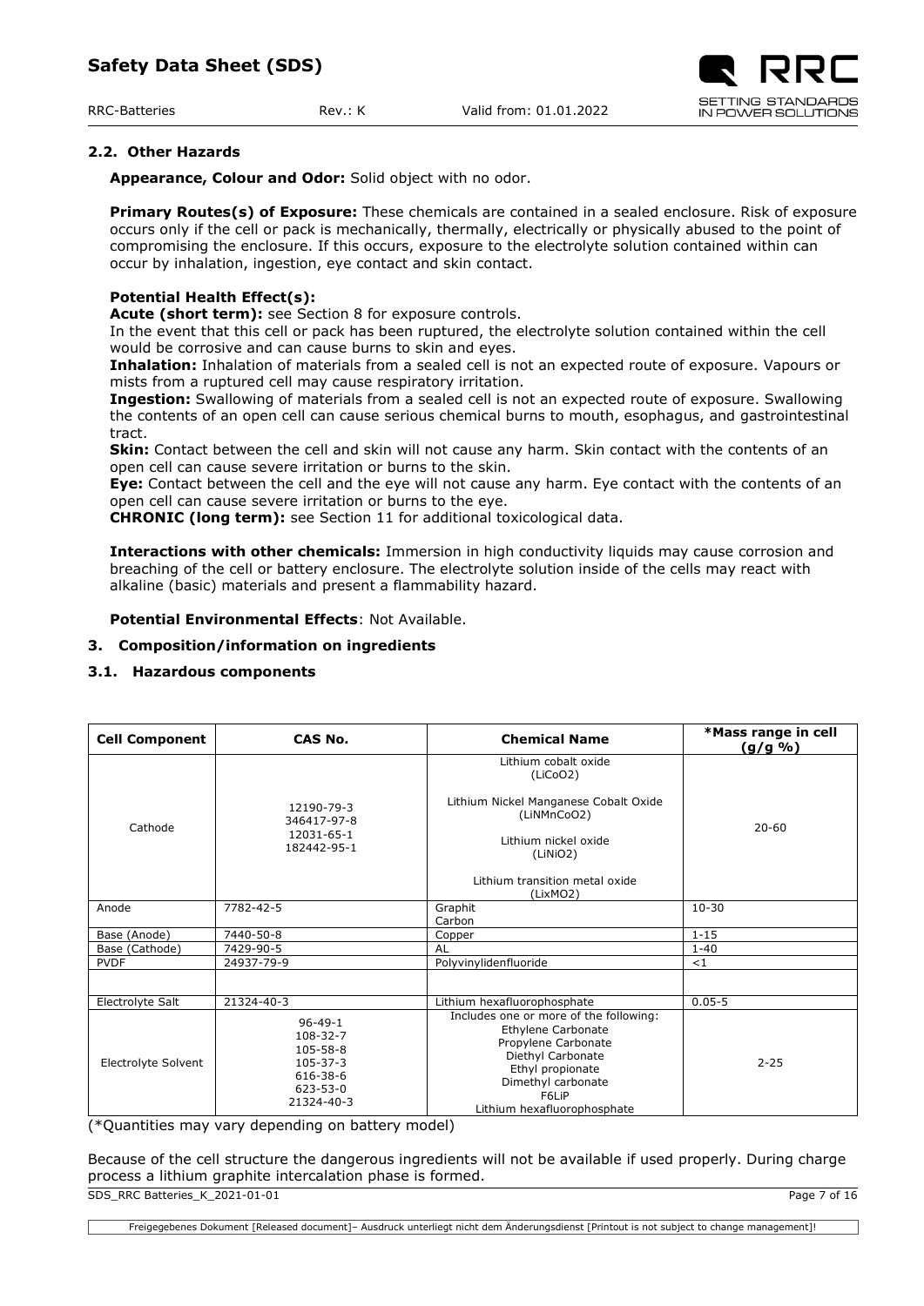## 2.2. Other Hazards

**Appearance, Colour and Odor:** Solid object with no odor.

**Primary Routes(s) of Exposure:** These chemicals are contained in a sealed enclosure. Risk of exposure occurs only if the cell or pack is mechanically, thermally, electrically or physically abused to the point of compromising the enclosure. If this occurs, exposure to the electrolyte solution contained within can occur by inhalation, ingestion, eye contact and skin contact.

**Potential Health Effect(s):**
**Acute (short term):** see Section 8 for exposure controls.
In the event that this cell or pack has been ruptured, the electrolyte solution contained within the cell would be corrosive and can cause burns to skin and eyes.
**Inhalation:** Inhalation of materials from a sealed cell is not an expected route of exposure. Vapours or mists from a ruptured cell may cause respiratory irritation.
**Ingestion:** Swallowing of materials from a sealed cell is not an expected route of exposure. Swallowing the contents of an open cell can cause serious chemical burns to mouth, esophagus, and gastrointestinal tract.
**Skin:** Contact between the cell and skin will not cause any harm. Skin contact with the contents of an open cell can cause severe irritation or burns to the skin.
**Eye:** Contact between the cell and the eye will not cause any harm. Eye contact with the contents of an open cell can cause severe irritation or burns to the eye.
**CHRONIC (long term):** see Section 11 for additional toxicological data.

**Interactions with other chemicals:** Immersion in high conductivity liquids may cause corrosion and breaching of the cell or battery enclosure. The electrolyte solution inside of the cells may react with alkaline (basic) materials and present a flammability hazard.

**Potential Environmental Effects**: Not Available.

# 3. Composition/information on ingredients

## 3.1. Hazardous components

| Cell Component | CAS No. | Chemical Name | *Mass range in cell (g/g %) |
|---|---|---|---|
| Cathode | 12190-79-3<br>346417-97-8<br>12031-65-1<br>182442-95-1 | Lithium cobalt oxide ($LiCoO_2$)<br>Lithium Nickel Manganese Cobalt Oxide ($LiNMnCoO_2$)<br>Lithium nickel oxide ($LiNiO_2$)<br>Lithium transition metal oxide ($LixMO_2$) | 20-60 |
| Anode | 7782-42-5 | Graphit<br>Carbon | 10-30 |
| Base (Anode) | 7440-50-8 | Copper | 1-15 |
| Base (Cathode) | 7429-90-5 | AL | 1-40 |
| PVDF | 24937-79-9 | Polyvinylidenfluoride | <1 |
| | | | |
| Electrolyte Salt | 21324-40-3 | Lithium hexafluorophosphate | 0.05-5 |
| Electrolyte Solvent | 96-49-1<br>108-32-7<br>105-58-8<br>105-37-3<br>616-38-6<br>623-53-0<br>21324-40-3 | Includes one or more of the following:<br>Ethylene Carbonate<br>Propylene Carbonate<br>Diethyl Carbonate<br>Ethyl propionate<br>Dimethyl carbonate<br>F6LiP<br>Lithium hexafluorophosphate | 2-25 |

(*Quantities may vary depending on battery model)

Because of the cell structure the dangerous ingredients will not be available if used properly. During charge process a lithium graphite intercalation phase is formed.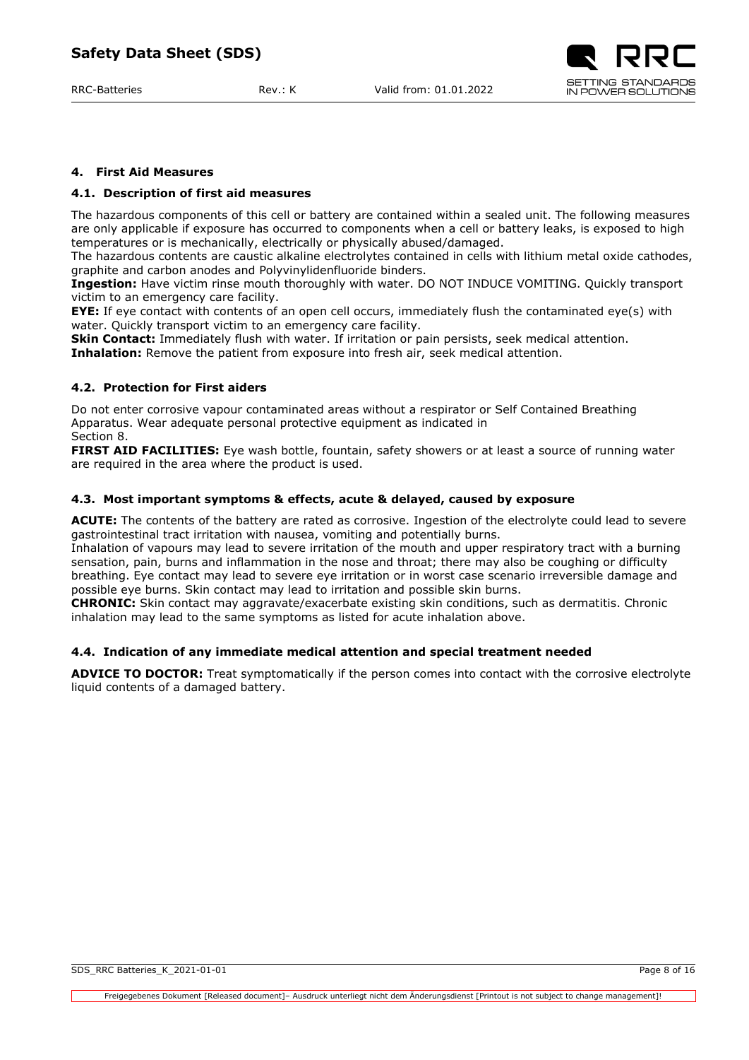## 4. First Aid Measures

### 4.1. Description of first aid measures

The hazardous components of this cell or battery are contained within a sealed unit. The following measures are only applicable if exposure has occurred to components when a cell or battery leaks, is exposed to high temperatures or is mechanically, electrically or physically abused/damaged.

The hazardous contents are caustic alkaline electrolytes contained in cells with lithium metal oxide cathodes, graphite and carbon anodes and Polyvinylidenfluoride binders.

**Ingestion:** Have victim rinse mouth thoroughly with water. DO NOT INDUCE VOMITING. Quickly transport victim to an emergency care facility.

**EYE:** If eye contact with contents of an open cell occurs, immediately flush the contaminated eye(s) with water. Quickly transport victim to an emergency care facility.

**Skin Contact:** Immediately flush with water. If irritation or pain persists, seek medical attention.

**Inhalation:** Remove the patient from exposure into fresh air, seek medical attention.

### 4.2. Protection for First aiders

Do not enter corrosive vapour contaminated areas without a respirator or Self Contained Breathing Apparatus. Wear adequate personal protective equipment as indicated in Section 8.

**FIRST AID FACILITIES:** Eye wash bottle, fountain, safety showers or at least a source of running water are required in the area where the product is used.

### 4.3. Most important symptoms & effects, acute & delayed, caused by exposure

**ACUTE:** The contents of the battery are rated as corrosive. Ingestion of the electrolyte could lead to severe gastrointestinal tract irritation with nausea, vomiting and potentially burns.

Inhalation of vapours may lead to severe irritation of the mouth and upper respiratory tract with a burning sensation, pain, burns and inflammation in the nose and throat; there may also be coughing or difficulty breathing. Eye contact may lead to severe eye irritation or in worst case scenario irreversible damage and possible eye burns. Skin contact may lead to irritation and possible skin burns.

**CHRONIC:** Skin contact may aggravate/exacerbate existing skin conditions, such as dermatitis. Chronic inhalation may lead to the same symptoms as listed for acute inhalation above.

### 4.4. Indication of any immediate medical attention and special treatment needed

**ADVICE TO DOCTOR:** Treat symptomatically if the person comes into contact with the corrosive electrolyte liquid contents of a damaged battery.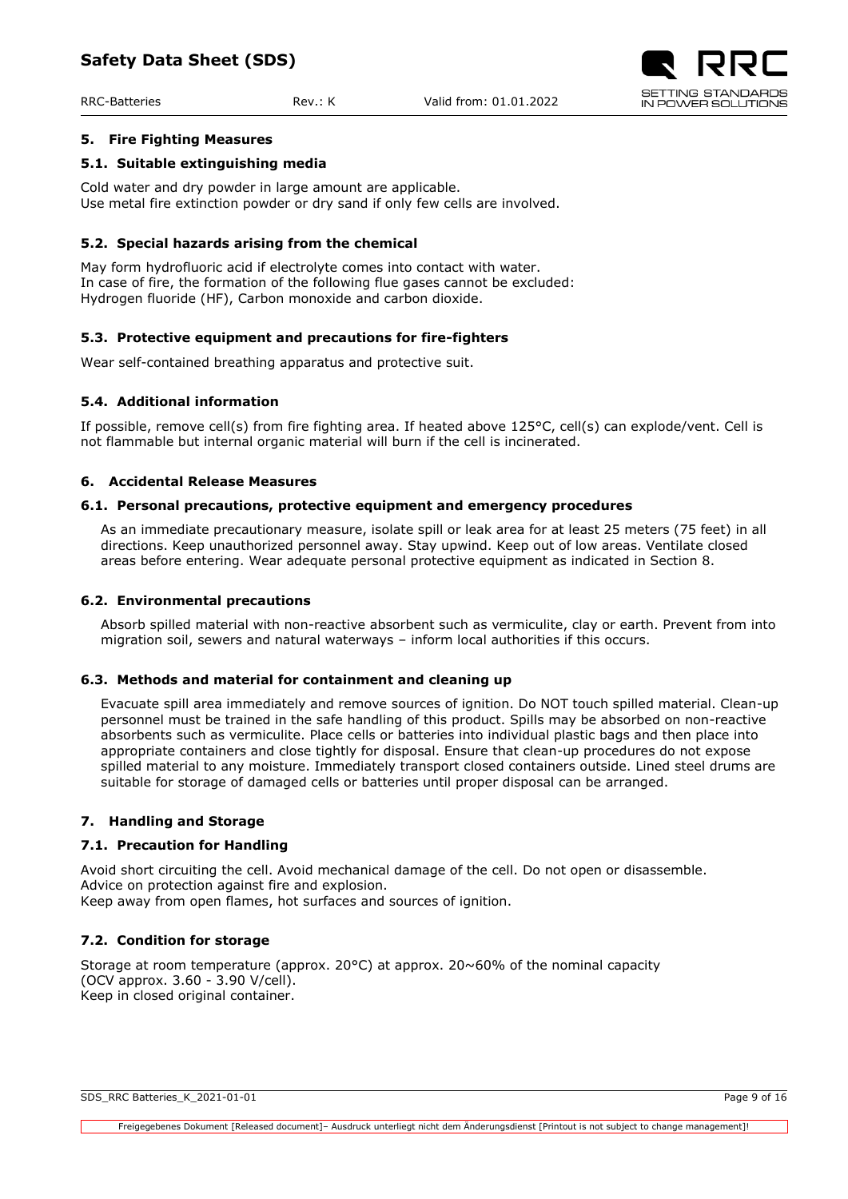## 5. Fire Fighting Measures

### 5.1. Suitable extinguishing media

Cold water and dry powder in large amount are applicable.
Use metal fire extinction powder or dry sand if only few cells are involved.

### 5.2. Special hazards arising from the chemical

May form hydrofluoric acid if electrolyte comes into contact with water.
In case of fire, the formation of the following flue gases cannot be excluded:
Hydrogen fluoride (HF), Carbon monoxide and carbon dioxide.

### 5.3. Protective equipment and precautions for fire-fighters

Wear self-contained breathing apparatus and protective suit.

### 5.4. Additional information

If possible, remove cell(s) from fire fighting area. If heated above 125°C, cell(s) can explode/vent. Cell is not flammable but internal organic material will burn if the cell is incinerated.

## 6. Accidental Release Measures

### 6.1. Personal precautions, protective equipment and emergency procedures

As an immediate precautionary measure, isolate spill or leak area for at least 25 meters (75 feet) in all directions. Keep unauthorized personnel away. Stay upwind. Keep out of low areas. Ventilate closed areas before entering. Wear adequate personal protective equipment as indicated in Section 8.

### 6.2. Environmental precautions

Absorb spilled material with non-reactive absorbent such as vermiculite, clay or earth. Prevent from into migration soil, sewers and natural waterways – inform local authorities if this occurs.

### 6.3. Methods and material for containment and cleaning up

Evacuate spill area immediately and remove sources of ignition. Do NOT touch spilled material. Clean-up personnel must be trained in the safe handling of this product. Spills may be absorbed on non-reactive absorbents such as vermiculite. Place cells or batteries into individual plastic bags and then place into appropriate containers and close tightly for disposal. Ensure that clean-up procedures do not expose spilled material to any moisture. Immediately transport closed containers outside. Lined steel drums are suitable for storage of damaged cells or batteries until proper disposal can be arranged.

## 7. Handling and Storage

### 7.1. Precaution for Handling

Avoid short circuiting the cell. Avoid mechanical damage of the cell. Do not open or disassemble.
Advice on protection against fire and explosion.
Keep away from open flames, hot surfaces and sources of ignition.

### 7.2. Condition for storage

Storage at room temperature (approx. 20°C) at approx. 20~60% of the nominal capacity (OCV approx. 3.60 - 3.90 V/cell).
Keep in closed original container.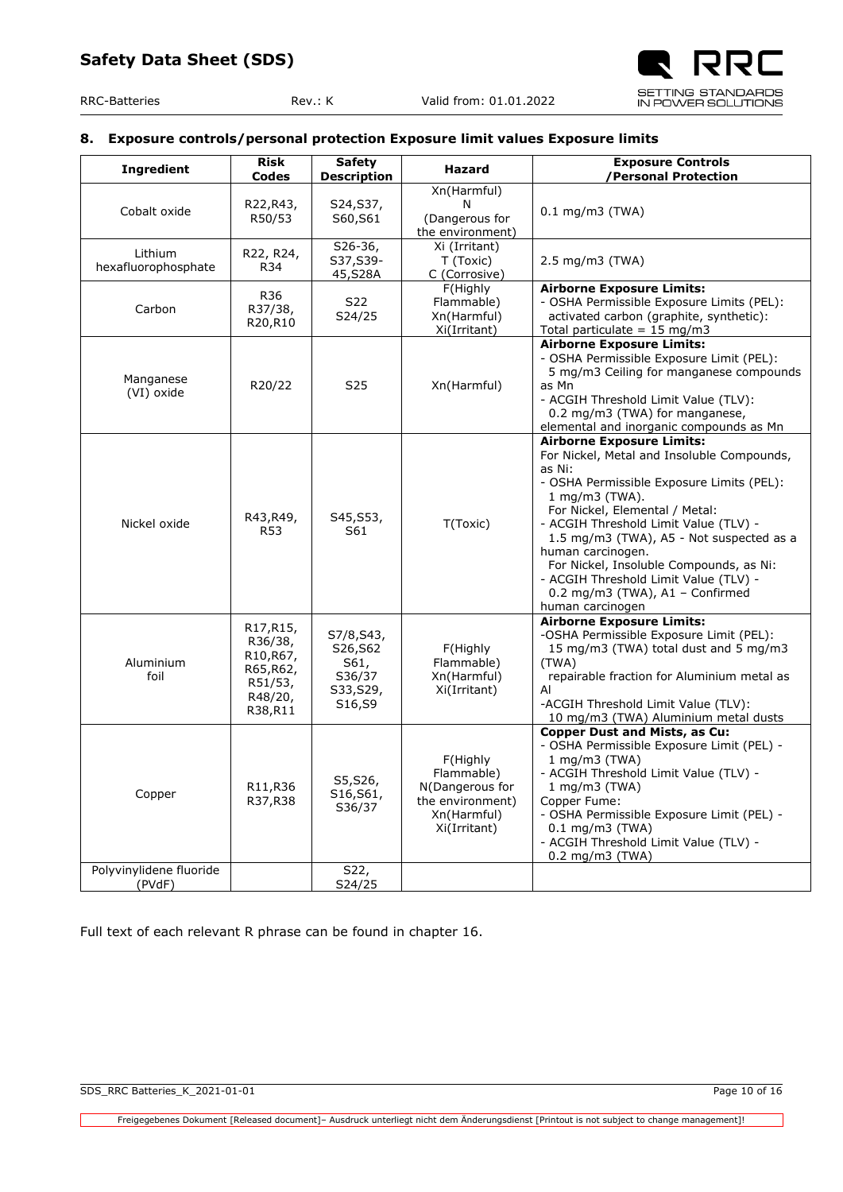## 8. Exposure controls/personal protection Exposure limit values Exposure limits

| Ingredient | Risk Codes | Safety Description | Hazard | Exposure Controls /Personal Protection |
|---|---|---|---|---|
| Cobalt oxide | R22,R43, R50/53 | S24,S37, S60,S61 | Xn(Harmful) N (Dangerous for the environment) | 0.1 mg/m3 (TWA) |
| Lithium hexafluorophosphate | R22, R24, R34 | S26-36, S37,S39-45,S28A | Xi (Irritant) T (Toxic) C (Corrosive) | 2.5 mg/m3 (TWA) |
| Carbon | R36 R37/38, R20,R10 | S22 S24/25 | F(Highly Flammable) Xn(Harmful) Xi(Irritant) | **Airborne Exposure Limits:**<br>- OSHA Permissible Exposure Limits (PEL): activated carbon (graphite, synthetic): Total particulate = 15 mg/m3 |
| Manganese (VI) oxide | R20/22 | S25 | Xn(Harmful) | **Airborne Exposure Limits:**<br>- OSHA Permissible Exposure Limit (PEL): 5 mg/m3 Ceiling for manganese compounds as Mn<br>- ACGIH Threshold Limit Value (TLV): 0.2 mg/m3 (TWA) for manganese, elemental and inorganic compounds as Mn |
| Nickel oxide | R43,R49, R53 | S45,S53, S61 | T(Toxic) | **Airborne Exposure Limits:**<br>For Nickel, Metal and Insoluble Compounds, as Ni:<br>- OSHA Permissible Exposure Limits (PEL): 1 mg/m3 (TWA).<br>For Nickel, Elemental / Metal:<br>- ACGIH Threshold Limit Value (TLV) - 1.5 mg/m3 (TWA), A5 - Not suspected as a human carcinogen.<br>For Nickel, Insoluble Compounds, as Ni:<br>- ACGIH Threshold Limit Value (TLV) - 0.2 mg/m3 (TWA), A1 – Confirmed human carcinogen |
| Aluminium foil | R17,R15, R36/38, R10,R67, R65,R62, R51/53, R48/20, R38,R11 | S7/8,S43, S26,S62 S61, S36/37 S33,S29, S16,S9 | F(Highly Flammable) Xn(Harmful) Xi(Irritant) | **Airborne Exposure Limits:**<br>-OSHA Permissible Exposure Limit (PEL): 15 mg/m3 (TWA) total dust and 5 mg/m3 (TWA) repairable fraction for Aluminium metal as Al<br>-ACGIH Threshold Limit Value (TLV): 10 mg/m3 (TWA) Aluminium metal dusts |
| Copper | R11,R36 R37,R38 | S5,S26, S16,S61, S36/37 | F(Highly Flammable) N(Dangerous for the environment) Xn(Harmful) Xi(Irritant) | **Copper Dust and Mists, as Cu:**<br>- OSHA Permissible Exposure Limit (PEL) - 1 mg/m3 (TWA)<br>- ACGIH Threshold Limit Value (TLV) - 1 mg/m3 (TWA)<br>Copper Fume:<br>- OSHA Permissible Exposure Limit (PEL) - 0.1 mg/m3 (TWA)<br>- ACGIH Threshold Limit Value (TLV) - 0.2 mg/m3 (TWA) |
| Polyvinylidene fluoride (PVdF) | | S22, S24/25 | | |

Full text of each relevant R phrase can be found in chapter 16.

Freigegebenes Dokument [Released document]– Ausdruck unterliegt nicht dem Änderungsdienst [Printout is not subject to change management]!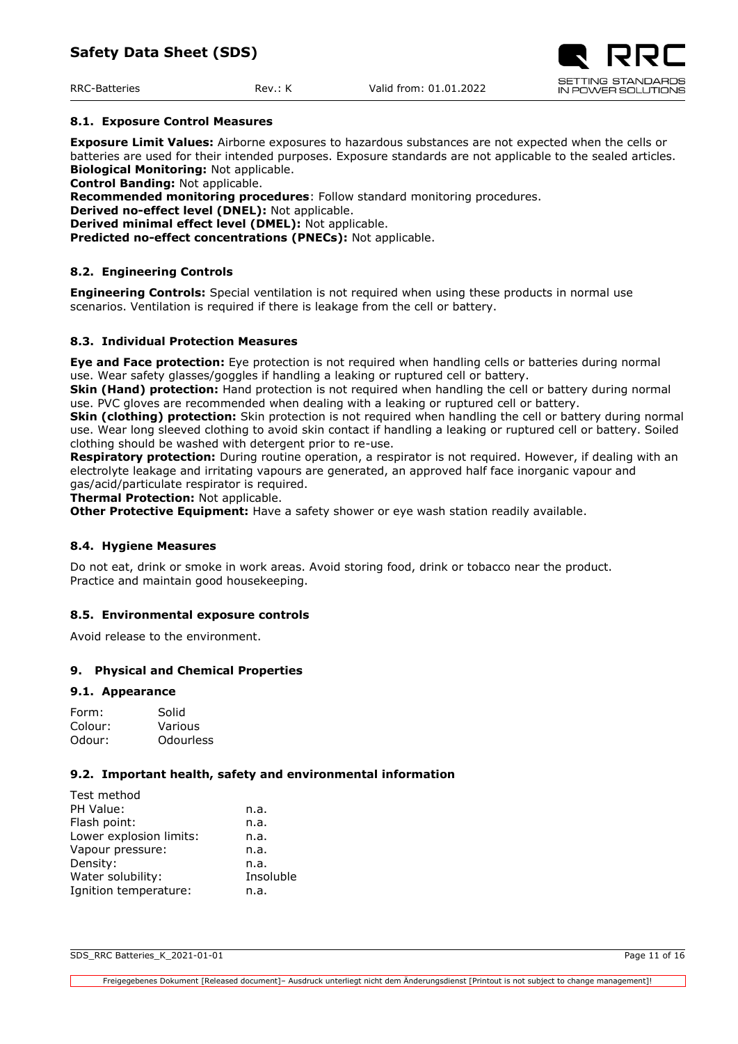### 8.1. Exposure Control Measures

**Exposure Limit Values:** Airborne exposures to hazardous substances are not expected when the cells or batteries are used for their intended purposes. Exposure standards are not applicable to the sealed articles.
**Biological Monitoring:** Not applicable.
**Control Banding:** Not applicable.
**Recommended monitoring procedures**: Follow standard monitoring procedures.
**Derived no-effect level (DNEL):** Not applicable.
**Derived minimal effect level (DMEL):** Not applicable.
**Predicted no-effect concentrations (PNECs):** Not applicable.

### 8.2. Engineering Controls

**Engineering Controls:** Special ventilation is not required when using these products in normal use scenarios. Ventilation is required if there is leakage from the cell or battery.

### 8.3. Individual Protection Measures

**Eye and Face protection:** Eye protection is not required when handling cells or batteries during normal use. Wear safety glasses/goggles if handling a leaking or ruptured cell or battery.
**Skin (Hand) protection:** Hand protection is not required when handling the cell or battery during normal use. PVC gloves are recommended when dealing with a leaking or ruptured cell or battery.
**Skin (clothing) protection:** Skin protection is not required when handling the cell or battery during normal use. Wear long sleeved clothing to avoid skin contact if handling a leaking or ruptured cell or battery. Soiled clothing should be washed with detergent prior to re-use.
**Respiratory protection:** During routine operation, a respirator is not required. However, if dealing with an electrolyte leakage and irritating vapours are generated, an approved half face inorganic vapour and gas/acid/particulate respirator is required.
**Thermal Protection:** Not applicable.
**Other Protective Equipment:** Have a safety shower or eye wash station readily available.

### 8.4. Hygiene Measures

Do not eat, drink or smoke in work areas. Avoid storing food, drink or tobacco near the product.
Practice and maintain good housekeeping.

### 8.5. Environmental exposure controls

Avoid release to the environment.

## 9. Physical and Chemical Properties

### 9.1. Appearance

| | |
|---|---|
| Form: | Solid |
| Colour: | Various |
| Odour: | Odourless |

### 9.2. Important health, safety and environmental information

| Test method | |
|---|---|
| PH Value: | n.a. |
| Flash point: | n.a. |
| Lower explosion limits: | n.a. |
| Vapour pressure: | n.a. |
| Density: | n.a. |
| Water solubility: | Insoluble |
| Ignition temperature: | n.a. |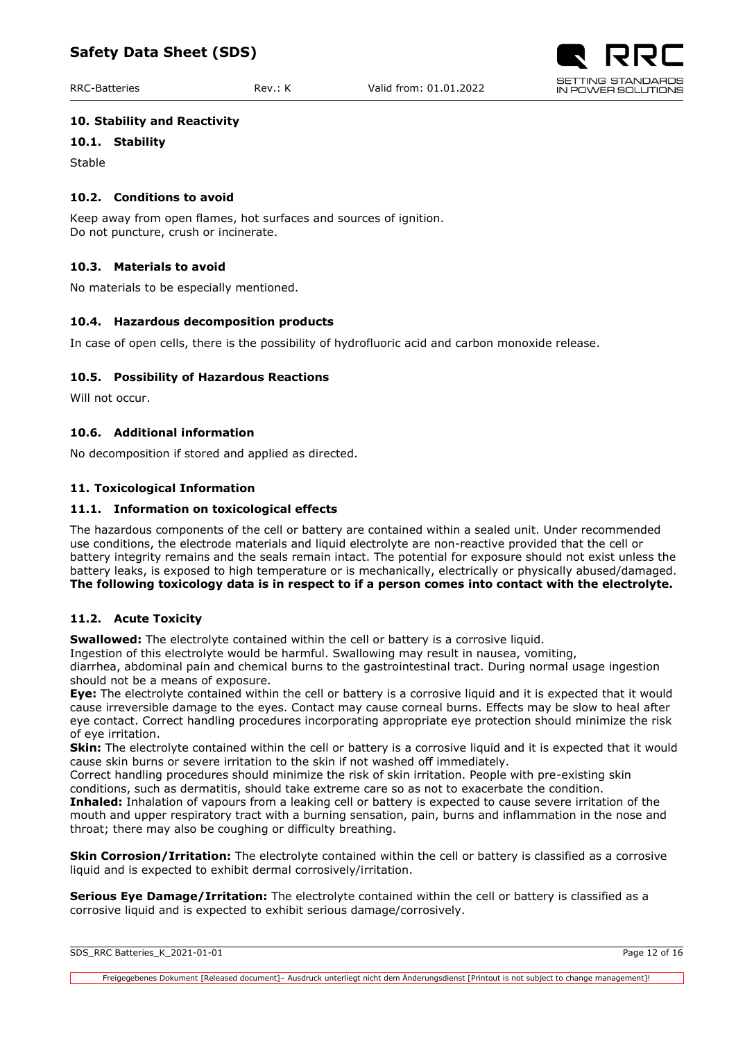## 10. Stability and Reactivity

### 10.1. Stability

Stable

### 10.2. Conditions to avoid

Keep away from open flames, hot surfaces and sources of ignition.
Do not puncture, crush or incinerate.

### 10.3. Materials to avoid

No materials to be especially mentioned.

### 10.4. Hazardous decomposition products

In case of open cells, there is the possibility of hydrofluoric acid and carbon monoxide release.

### 10.5. Possibility of Hazardous Reactions

Will not occur.

### 10.6. Additional information

No decomposition if stored and applied as directed.

## 11. Toxicological Information

### 11.1. Information on toxicological effects

The hazardous components of the cell or battery are contained within a sealed unit. Under recommended use conditions, the electrode materials and liquid electrolyte are non-reactive provided that the cell or battery integrity remains and the seals remain intact. The potential for exposure should not exist unless the battery leaks, is exposed to high temperature or is mechanically, electrically or physically abused/damaged.
**The following toxicology data is in respect to if a person comes into contact with the electrolyte.**

### 11.2. Acute Toxicity

**Swallowed:** The electrolyte contained within the cell or battery is a corrosive liquid.
Ingestion of this electrolyte would be harmful. Swallowing may result in nausea, vomiting, diarrhea, abdominal pain and chemical burns to the gastrointestinal tract. During normal usage ingestion should not be a means of exposure.
**Eye:** The electrolyte contained within the cell or battery is a corrosive liquid and it is expected that it would cause irreversible damage to the eyes. Contact may cause corneal burns. Effects may be slow to heal after eye contact. Correct handling procedures incorporating appropriate eye protection should minimize the risk of eye irritation.
**Skin:** The electrolyte contained within the cell or battery is a corrosive liquid and it is expected that it would cause skin burns or severe irritation to the skin if not washed off immediately.
Correct handling procedures should minimize the risk of skin irritation. People with pre-existing skin conditions, such as dermatitis, should take extreme care so as not to exacerbate the condition.
**Inhaled:** Inhalation of vapours from a leaking cell or battery is expected to cause severe irritation of the mouth and upper respiratory tract with a burning sensation, pain, burns and inflammation in the nose and throat; there may also be coughing or difficulty breathing.

**Skin Corrosion/Irritation:** The electrolyte contained within the cell or battery is classified as a corrosive liquid and is expected to exhibit dermal corrosively/irritation.

**Serious Eye Damage/Irritation:** The electrolyte contained within the cell or battery is classified as a corrosive liquid and is expected to exhibit serious damage/corrosively.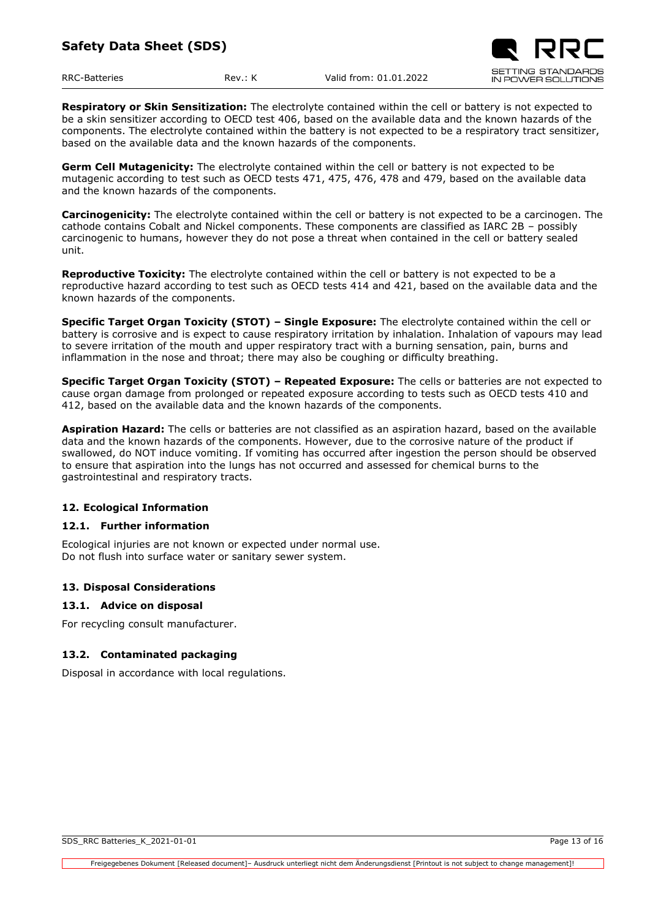**Respiratory or Skin Sensitization:** The electrolyte contained within the cell or battery is not expected to be a skin sensitizer according to OECD test 406, based on the available data and the known hazards of the components. The electrolyte contained within the battery is not expected to be a respiratory tract sensitizer, based on the available data and the known hazards of the components.

**Germ Cell Mutagenicity:** The electrolyte contained within the cell or battery is not expected to be mutagenic according to test such as OECD tests 471, 475, 476, 478 and 479, based on the available data and the known hazards of the components.

**Carcinogenicity:** The electrolyte contained within the cell or battery is not expected to be a carcinogen. The cathode contains Cobalt and Nickel components. These components are classified as IARC 2B – possibly carcinogenic to humans, however they do not pose a threat when contained in the cell or battery sealed unit.

**Reproductive Toxicity:** The electrolyte contained within the cell or battery is not expected to be a reproductive hazard according to test such as OECD tests 414 and 421, based on the available data and the known hazards of the components.

**Specific Target Organ Toxicity (STOT) – Single Exposure:** The electrolyte contained within the cell or battery is corrosive and is expect to cause respiratory irritation by inhalation. Inhalation of vapours may lead to severe irritation of the mouth and upper respiratory tract with a burning sensation, pain, burns and inflammation in the nose and throat; there may also be coughing or difficulty breathing.

**Specific Target Organ Toxicity (STOT) – Repeated Exposure:** The cells or batteries are not expected to cause organ damage from prolonged or repeated exposure according to tests such as OECD tests 410 and 412, based on the available data and the known hazards of the components.

**Aspiration Hazard:** The cells or batteries are not classified as an aspiration hazard, based on the available data and the known hazards of the components. However, due to the corrosive nature of the product if swallowed, do NOT induce vomiting. If vomiting has occurred after ingestion the person should be observed to ensure that aspiration into the lungs has not occurred and assessed for chemical burns to the gastrointestinal and respiratory tracts.

## 12. Ecological Information

### 12.1. Further information

Ecological injuries are not known or expected under normal use.
Do not flush into surface water or sanitary sewer system.

## 13. Disposal Considerations

### 13.1. Advice on disposal

For recycling consult manufacturer.

### 13.2. Contaminated packaging

Disposal in accordance with local regulations.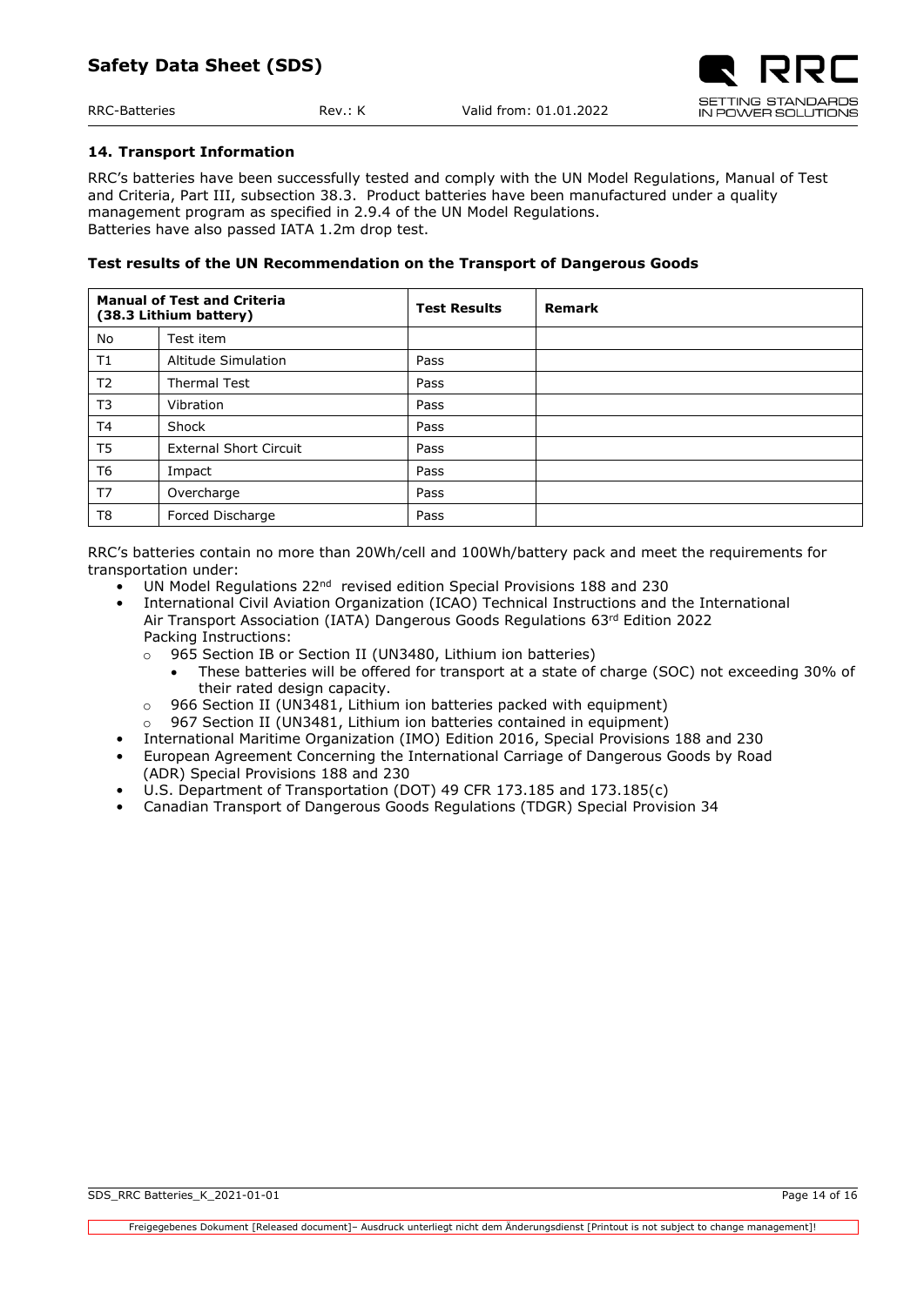## 14. Transport Information

RRC's batteries have been successfully tested and comply with the UN Model Regulations, Manual of Test and Criteria, Part III, subsection 38.3. Product batteries have been manufactured under a quality management program as specified in 2.9.4 of the UN Model Regulations.
Batteries have also passed IATA 1.2m drop test.

### Test results of the UN Recommendation on the Transport of Dangerous Goods

| Manual of Test and Criteria (38.3 Lithium battery) | | Test Results | Remark |
|---|---|---|---|
| No | Test item | | |
| T1 | Altitude Simulation | Pass | |
| T2 | Thermal Test | Pass | |
| T3 | Vibration | Pass | |
| T4 | Shock | Pass | |
| T5 | External Short Circuit | Pass | |
| T6 | Impact | Pass | |
| T7 | Overcharge | Pass | |
| T8 | Forced Discharge | Pass | |

RRC's batteries contain no more than 20Wh/cell and 100Wh/battery pack and meet the requirements for transportation under:

- UN Model Regulations 22nd revised edition Special Provisions 188 and 230
- International Civil Aviation Organization (ICAO) Technical Instructions and the International Air Transport Association (IATA) Dangerous Goods Regulations 63rd Edition 2022 Packing Instructions:
  - 965 Section IB or Section II (UN3480, Lithium ion batteries)
    - These batteries will be offered for transport at a state of charge (SOC) not exceeding 30% of their rated design capacity.
  - 966 Section II (UN3481, Lithium ion batteries packed with equipment)
  - 967 Section II (UN3481, Lithium ion batteries contained in equipment)
- International Maritime Organization (IMO) Edition 2016, Special Provisions 188 and 230
- European Agreement Concerning the International Carriage of Dangerous Goods by Road (ADR) Special Provisions 188 and 230
- U.S. Department of Transportation (DOT) 49 CFR 173.185 and 173.185(c)
- Canadian Transport of Dangerous Goods Regulations (TDGR) Special Provision 34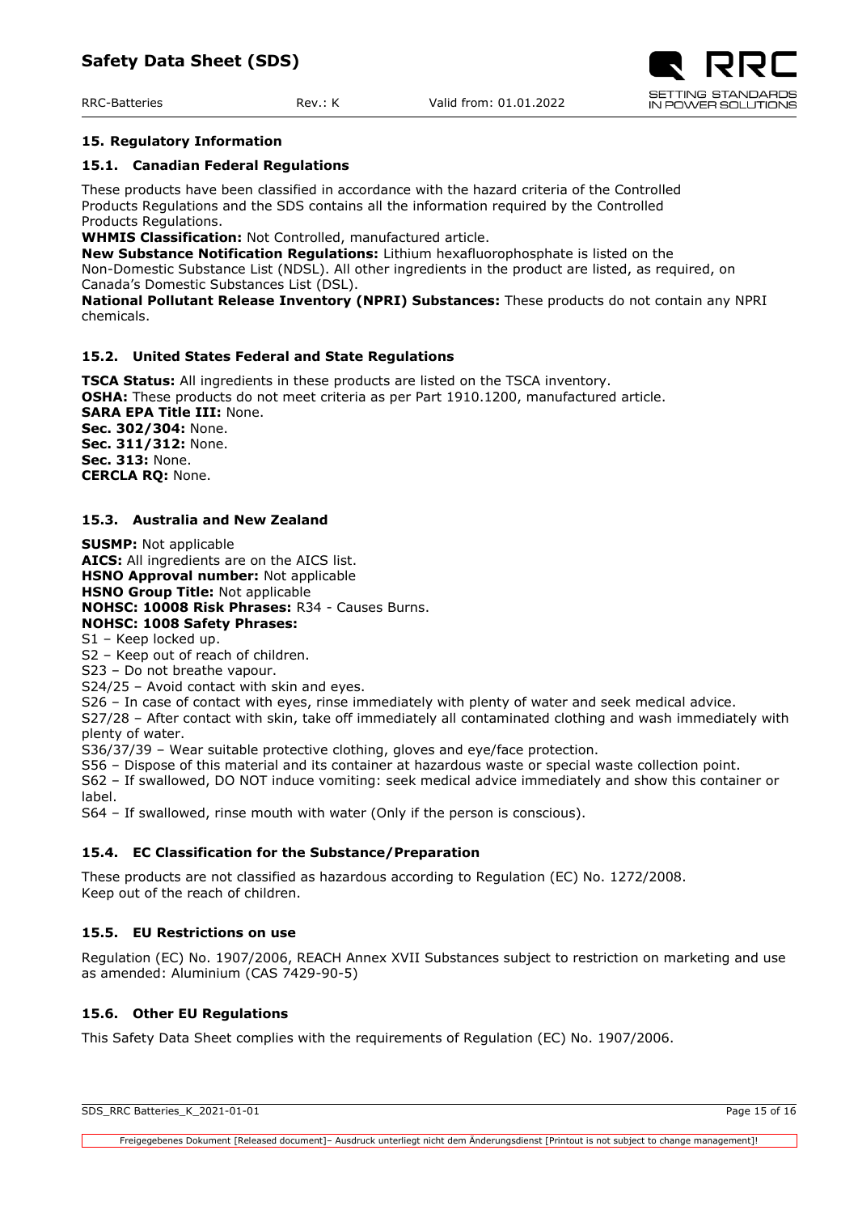## 15. Regulatory Information

### 15.1. Canadian Federal Regulations

These products have been classified in accordance with the hazard criteria of the Controlled Products Regulations and the SDS contains all the information required by the Controlled Products Regulations.

**WHMIS Classification:** Not Controlled, manufactured article.

**New Substance Notification Regulations:** Lithium hexafluorophosphate is listed on the Non-Domestic Substance List (NDSL). All other ingredients in the product are listed, as required, on Canada's Domestic Substances List (DSL).

**National Pollutant Release Inventory (NPRI) Substances:** These products do not contain any NPRI chemicals.

### 15.2. United States Federal and State Regulations

**TSCA Status:** All ingredients in these products are listed on the TSCA inventory.
**OSHA:** These products do not meet criteria as per Part 1910.1200, manufactured article.
**SARA EPA Title III:** None.
**Sec. 302/304:** None.
**Sec. 311/312:** None.
**Sec. 313:** None.
**CERCLA RQ:** None.

### 15.3. Australia and New Zealand

**SUSMP:** Not applicable
**AICS:** All ingredients are on the AICS list.
**HSNO Approval number:** Not applicable
**HSNO Group Title:** Not applicable
**NOHSC: 10008 Risk Phrases:** R34 - Causes Burns.
**NOHSC: 1008 Safety Phrases:**

S1 – Keep locked up.
S2 – Keep out of reach of children.
S23 – Do not breathe vapour.
S24/25 – Avoid contact with skin and eyes.
S26 – In case of contact with eyes, rinse immediately with plenty of water and seek medical advice.
S27/28 – After contact with skin, take off immediately all contaminated clothing and wash immediately with plenty of water.
S36/37/39 – Wear suitable protective clothing, gloves and eye/face protection.
S56 – Dispose of this material and its container at hazardous waste or special waste collection point.
S62 – If swallowed, DO NOT induce vomiting: seek medical advice immediately and show this container or label.
S64 – If swallowed, rinse mouth with water (Only if the person is conscious).

### 15.4. EC Classification for the Substance/Preparation

These products are not classified as hazardous according to Regulation (EC) No. 1272/2008.
Keep out of the reach of children.

### 15.5. EU Restrictions on use

Regulation (EC) No. 1907/2006, REACH Annex XVII Substances subject to restriction on marketing and use as amended: Aluminium (CAS 7429-90-5)

### 15.6. Other EU Regulations

This Safety Data Sheet complies with the requirements of Regulation (EC) No. 1907/2006.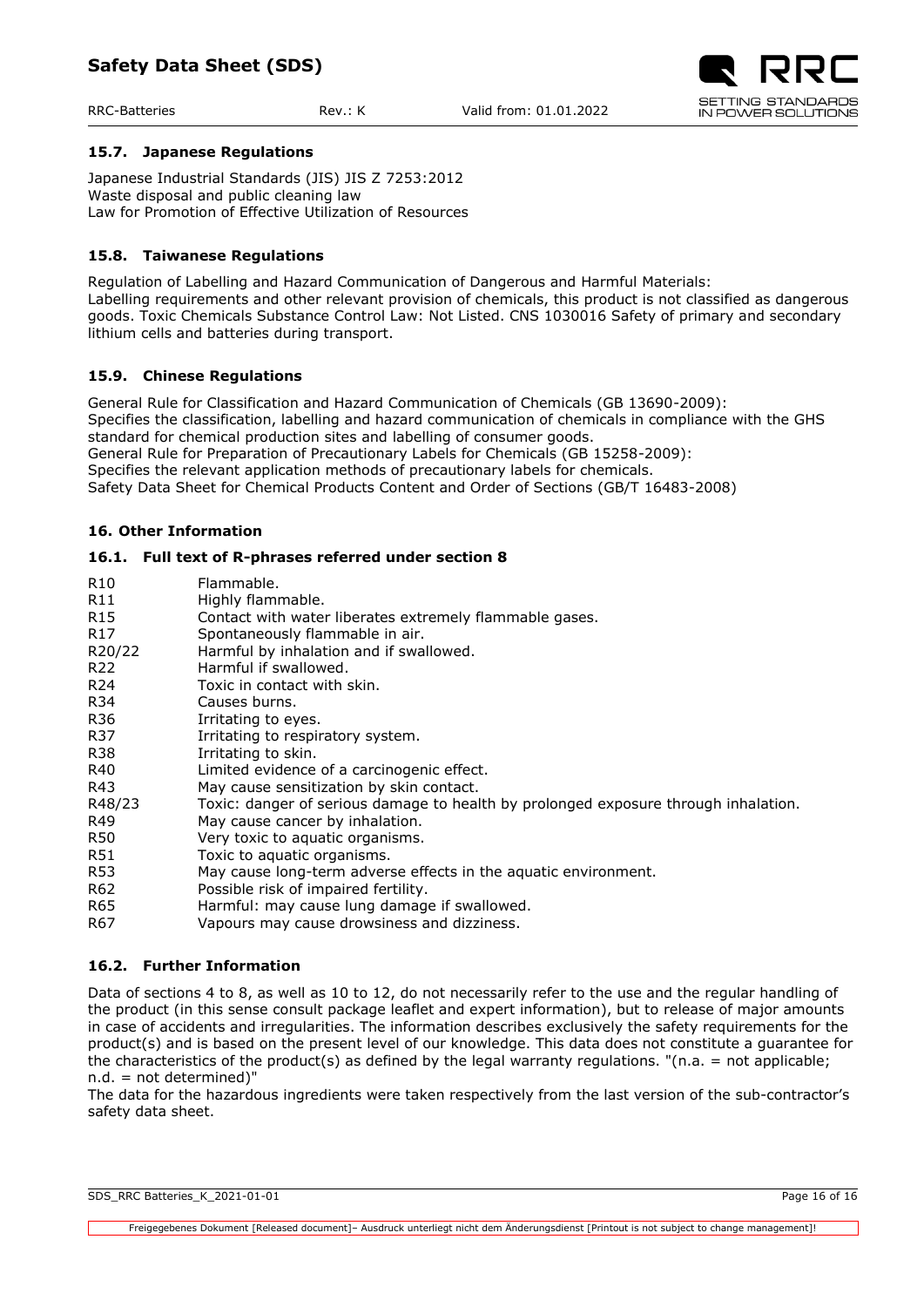### 15.7. Japanese Regulations

Japanese Industrial Standards (JIS) JIS Z 7253:2012
Waste disposal and public cleaning law
Law for Promotion of Effective Utilization of Resources

### 15.8. Taiwanese Regulations

Regulation of Labelling and Hazard Communication of Dangerous and Harmful Materials:
Labelling requirements and other relevant provision of chemicals, this product is not classified as dangerous goods. Toxic Chemicals Substance Control Law: Not Listed. CNS 1030016 Safety of primary and secondary lithium cells and batteries during transport.

### 15.9. Chinese Regulations

General Rule for Classification and Hazard Communication of Chemicals (GB 13690-2009):
Specifies the classification, labelling and hazard communication of chemicals in compliance with the GHS standard for chemical production sites and labelling of consumer goods.
General Rule for Preparation of Precautionary Labels for Chemicals (GB 15258-2009):
Specifies the relevant application methods of precautionary labels for chemicals.
Safety Data Sheet for Chemical Products Content and Order of Sections (GB/T 16483-2008)

## 16. Other Information

### 16.1. Full text of R-phrases referred under section 8

| | |
|---|---|
| R10 | Flammable. |
| R11 | Highly flammable. |
| R15 | Contact with water liberates extremely flammable gases. |
| R17 | Spontaneously flammable in air. |
| R20/22 | Harmful by inhalation and if swallowed. |
| R22 | Harmful if swallowed. |
| R24 | Toxic in contact with skin. |
| R34 | Causes burns. |
| R36 | Irritating to eyes. |
| R37 | Irritating to respiratory system. |
| R38 | Irritating to skin. |
| R40 | Limited evidence of a carcinogenic effect. |
| R43 | May cause sensitization by skin contact. |
| R48/23 | Toxic: danger of serious damage to health by prolonged exposure through inhalation. |
| R49 | May cause cancer by inhalation. |
| R50 | Very toxic to aquatic organisms. |
| R51 | Toxic to aquatic organisms. |
| R53 | May cause long-term adverse effects in the aquatic environment. |
| R62 | Possible risk of impaired fertility. |
| R65 | Harmful: may cause lung damage if swallowed. |
| R67 | Vapours may cause drowsiness and dizziness. |

### 16.2. Further Information

Data of sections 4 to 8, as well as 10 to 12, do not necessarily refer to the use and the regular handling of the product (in this sense consult package leaflet and expert information), but to release of major amounts in case of accidents and irregularities. The information describes exclusively the safety requirements for the product(s) and is based on the present level of our knowledge. This data does not constitute a guarantee for the characteristics of the product(s) as defined by the legal warranty regulations. "(n.a. = not applicable; n.d. = not determined)"
The data for the hazardous ingredients were taken respectively from the last version of the sub-contractor's safety data sheet.